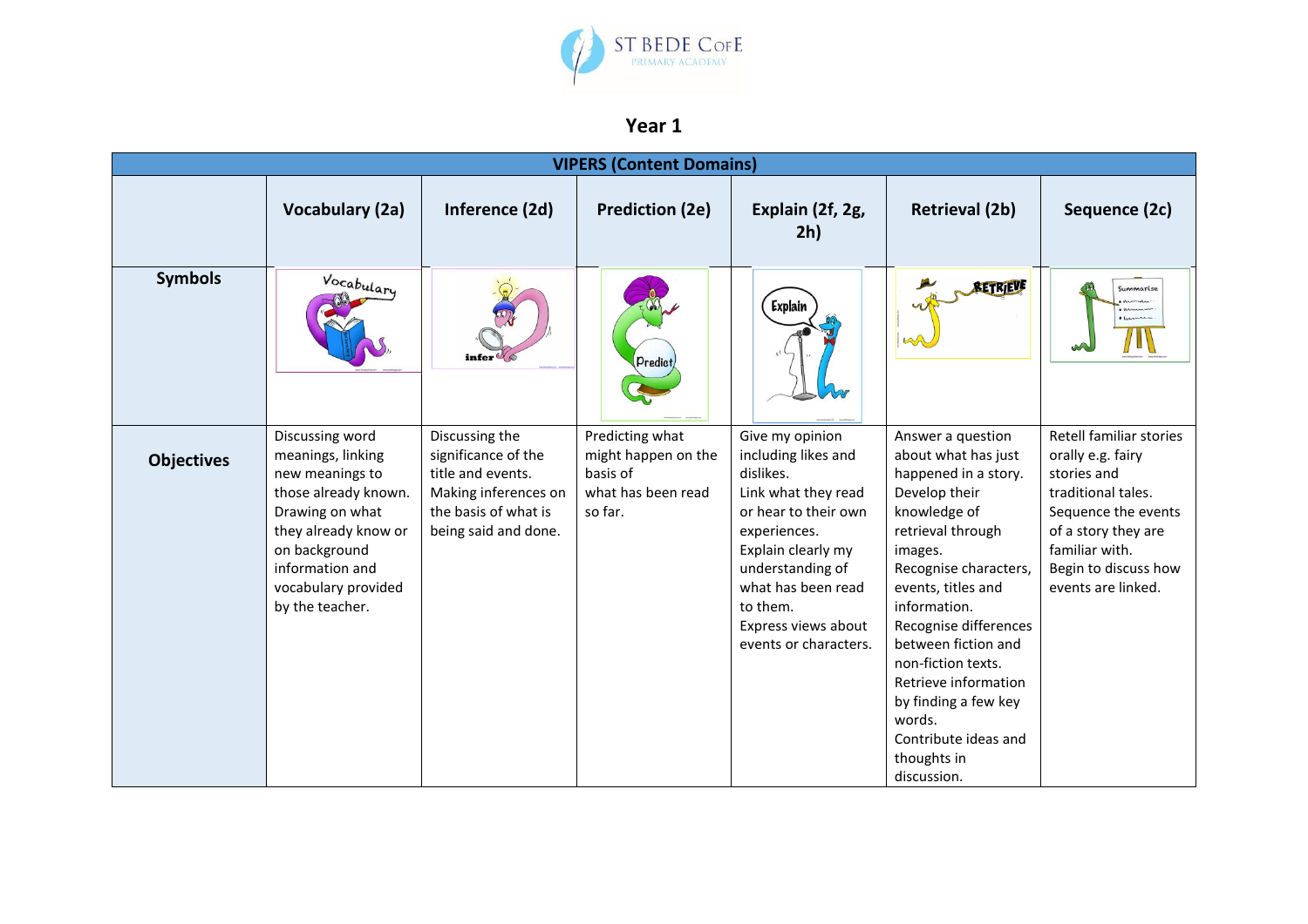ST BEDE CofE PRIMARY ACADEMY

# Year 1

| VIPERS (Content Domains) | | | | | | |
|---|---|---|---|---|---|---|
| | **Vocabulary (2a)** | **Inference (2d)** | **Prediction (2e)** | **Explain (2f, 2g, 2h)** | **Retrieval (2b)** | **Sequence (2c)** |
| **Symbols** | | | | | | |
| **Objectives** | Discussing word meanings, linking new meanings to those already known. Drawing on what they already know or on background information and vocabulary provided by the teacher. | Discussing the significance of the title and events. Making inferences on the basis of what is being said and done. | Predicting what might happen on the basis of what has been read so far. | Give my opinion including likes and dislikes. Link what they read or hear to their own experiences. Explain clearly my understanding of what has been read to them. Express views about events or characters. | Answer a question about what has just happened in a story. Develop their knowledge of retrieval through images. Recognise characters, events, titles and information. Recognise differences between fiction and non-fiction texts. Retrieve information by finding a few key words. Contribute ideas and thoughts in discussion. | Retell familiar stories orally e.g. fairy stories and traditional tales. Sequence the events of a story they are familiar with. Begin to discuss how events are linked. |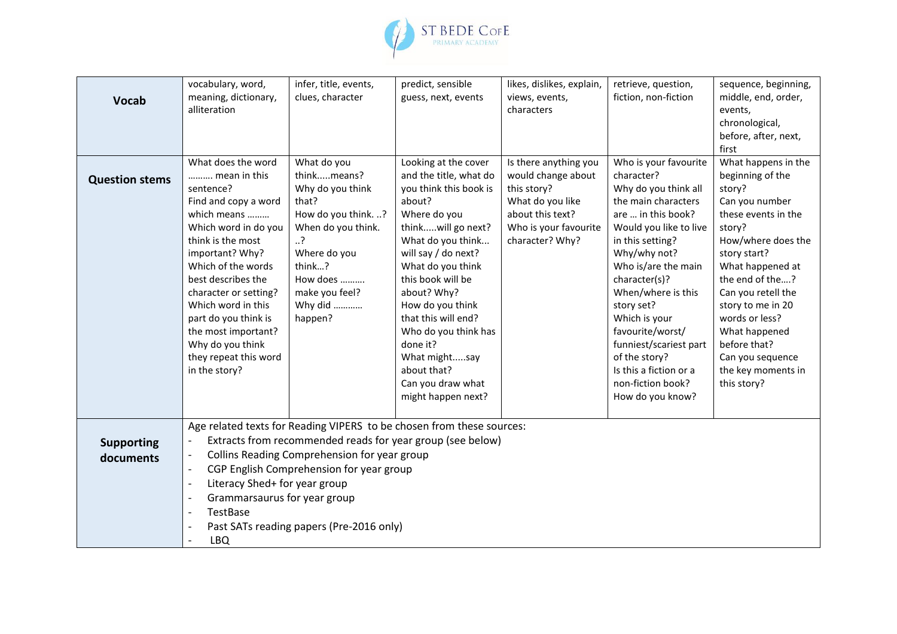| | | | | | | |
|---|---|---|---|---|---|---|
| **Vocab** | vocabulary, word, meaning, dictionary, alliteration | infer, title, events, clues, character | predict, sensible guess, next, events | likes, dislikes, explain, views, events, characters | retrieve, question, fiction, non-fiction | sequence, beginning, middle, end, order, events, chronological, before, after, next, first |
| **Question stems** | What does the word ……… mean in this sentence?<br>Find and copy a word which means ………<br>Which word in do you think is the most important? Why?<br>Which of the words best describes the character or setting?<br>Which word in this part do you think is the most important?<br>Why do you think they repeat this word in the story? | What do you think.....means?<br>Why do you think that?<br>How do you think. ..?<br>When do you think. ..?<br>Where do you think…?<br>How does ………. make you feel?<br>Why did ………… happen? | Looking at the cover and the title, what do you think this book is about?<br>Where do you think.....will go next?<br>What do you think... will say / do next?<br>What do you think this book will be about? Why?<br>How do you think that this will end?<br>Who do you think has done it?<br>What might.....say about that?<br>Can you draw what might happen next? | Is there anything you would change about this story?<br>What do you like about this text?<br>Who is your favourite character? Why? | Who is your favourite character?<br>Why do you think all the main characters are … in this book?<br>Would you like to live in this setting?<br>Why/why not?<br>Who is/are the main character(s)?<br>When/where is this story set?<br>Which is your favourite/worst/ funniest/scariest part of the story?<br>Is this a fiction or a non-fiction book?<br>How do you know? | What happens in the beginning of the story?<br>Can you number these events in the story?<br>How/where does the story start?<br>What happened at the end of the….?<br>Can you retell the story to me in 20 words or less?<br>What happened before that?<br>Can you sequence the key moments in this story? |
| **Supporting documents** | Age related texts for Reading VIPERS to be chosen from these sources:<br>- Extracts from recommended reads for year group (see below)<br>- Collins Reading Comprehension for year group<br>- CGP English Comprehension for year group<br>- Literacy Shed+ for year group<br>- Grammarsaurus for year group<br>- TestBase<br>- Past SATs reading papers (Pre-2016 only)<br>- LBQ | | | | | |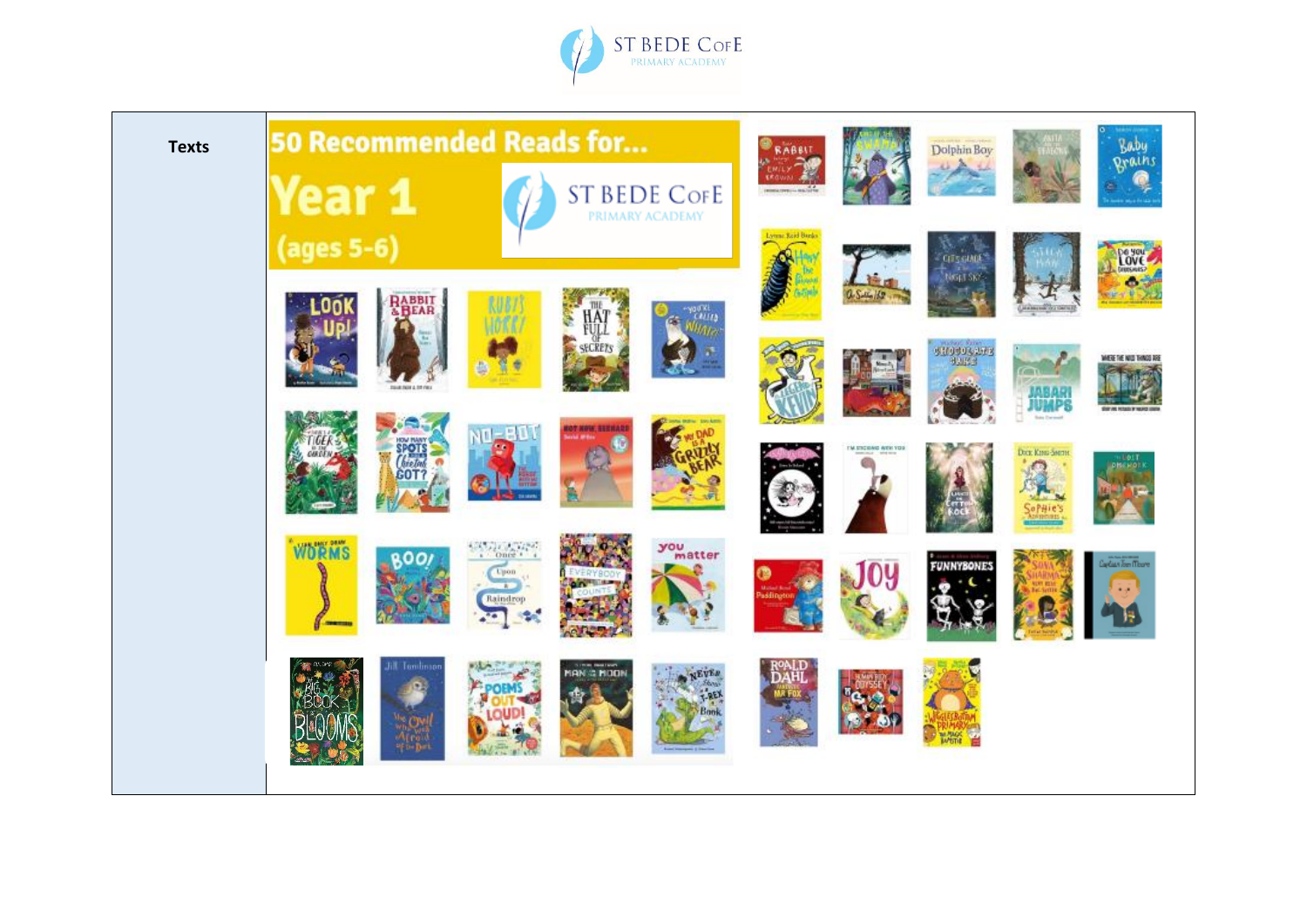| Texts | 50 Recommended Reads for... Year 1 (ages 5-6) |
| --- | --- |